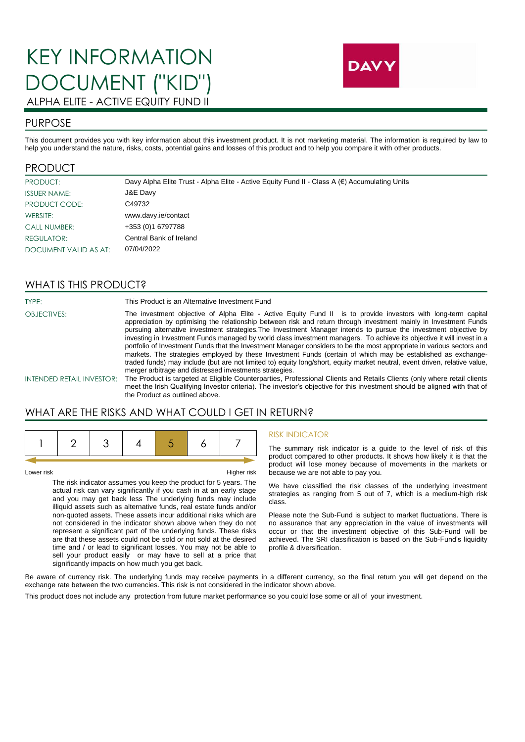# KEY INFORMATION DOCUMENT ("KID")

ALPHA ELITE - ACTIVE EQUITY FUND II

DAVY

## PURPOSE

This document provides you with key information about this investment product. It is not marketing material. The information is required by law to help you understand the nature, risks, costs, potential gains and losses of this product and to help you compare it with other products.

## PRODUCT

| | |
|---|---|
| PRODUCT: | Davy Alpha Elite Trust - Alpha Elite - Active Equity Fund II - Class A (€) Accumulating Units |
| ISSUER NAME: | J&E Davy |
| PRODUCT CODE: | C49732 |
| WEBSITE: | www.davy.ie/contact |
| CALL NUMBER: | +353 (0)1 6797788 |
| REGULATOR: | Central Bank of Ireland |
| DOCUMENT VALID AS AT: | 07/04/2022 |

## WHAT IS THIS PRODUCT?

**TYPE:** This Product is an Alternative Investment Fund

**OBJECTIVES:** The investment objective of Alpha Elite - Active Equity Fund II is to provide investors with long-term capital appreciation by optimising the relationship between risk and return through investment mainly in Investment Funds pursuing alternative investment strategies.The Investment Manager intends to pursue the investment objective by investing in Investment Funds managed by world class investment managers. To achieve its objective it will invest in a portfolio of Investment Funds that the Investment Manager considers to be the most appropriate in various sectors and markets. The strategies employed by these Investment Funds (certain of which may be established as exchange-traded funds) may include (but are not limited to) equity long/short, equity market neutral, event driven, relative value, merger arbitrage and distressed investments strategies.

**INTENDED RETAIL INVESTOR:** The Product is targeted at Eligible Counterparties, Professional Clients and Retails Clients (only where retail clients meet the Irish Qualifying Investor criteria). The investor's objective for this investment should be aligned with that of the Product as outlined above.

## WHAT ARE THE RISKS AND WHAT COULD I GET IN RETURN?

| 1 | 2 | 3 | 4 | **5** | 6 | 7 |
|---|---|---|---|---|---|---|

Lower risk — Higher risk

The risk indicator assumes you keep the product for 5 years. The actual risk can vary significantly if you cash in at an early stage and you may get back less The underlying funds may include illiquid assets such as alternative funds, real estate funds and/or non-quoted assets. These assets incur additional risks which are not considered in the indicator shown above when they do not represent a significant part of the underlying funds. These risks are that these assets could not be sold or not sold at the desired time and / or lead to significant losses. You may not be able to sell your product easily or may have to sell at a price that significantly impacts on how much you get back.

### RISK INDICATOR

The summary risk indicator is a guide to the level of risk of this product compared to other products. It shows how likely it is that the product will lose money because of movements in the markets or because we are not able to pay you.

We have classified the risk classes of the underlying investment strategies as ranging from 5 out of 7, which is a medium-high risk class.

Please note the Sub-Fund is subject to market fluctuations. There is no assurance that any appreciation in the value of investments will occur or that the investment objective of this Sub-Fund will be achieved. The SRI classification is based on the Sub-Fund's liquidity profile & diversification.

Be aware of currency risk. The underlying funds may receive payments in a different currency, so the final return you will get depend on the exchange rate between the two currencies. This risk is not considered in the indicator shown above.

This product does not include any protection from future market performance so you could lose some or all of your investment.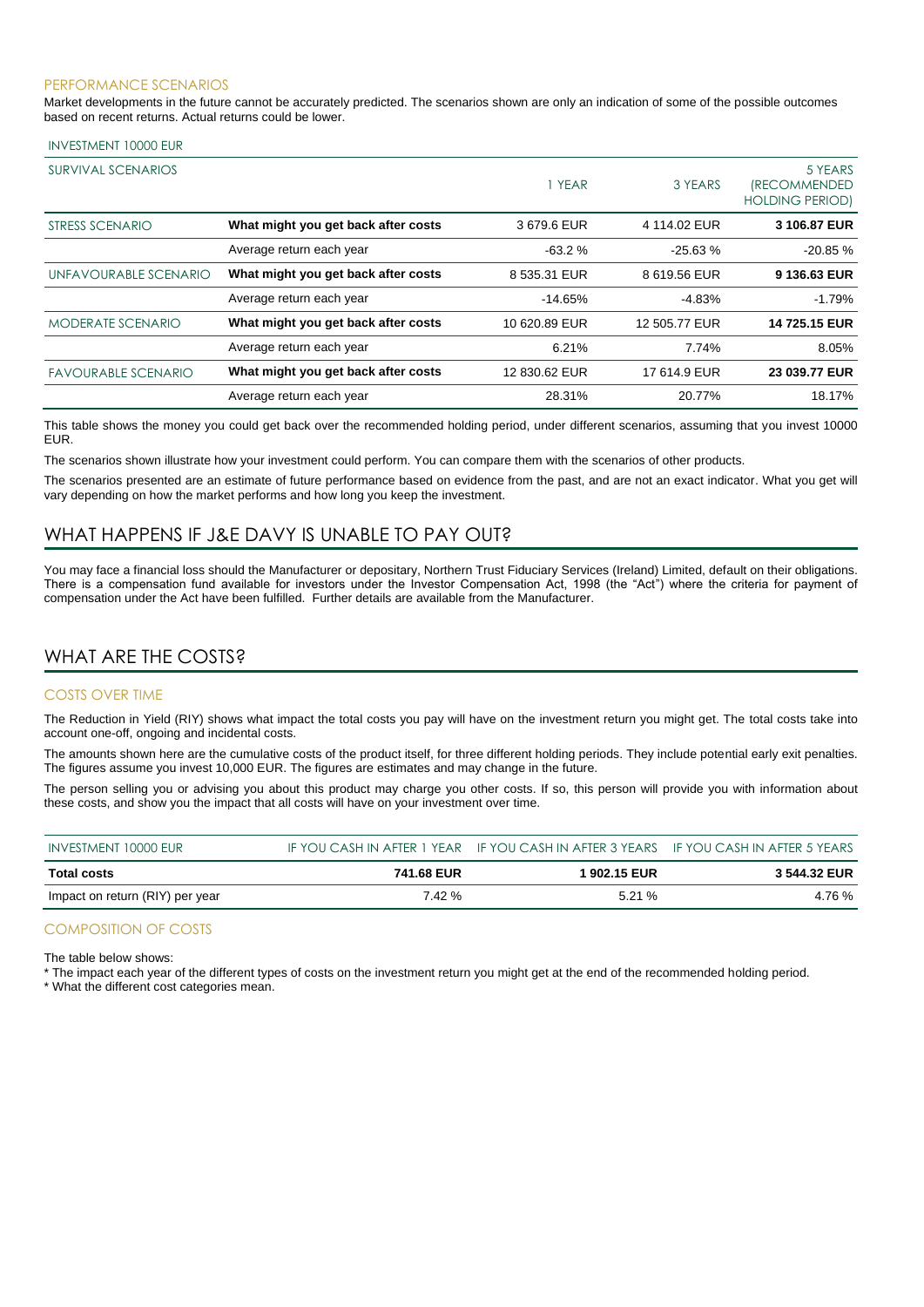### PERFORMANCE SCENARIOS

Market developments in the future cannot be accurately predicted. The scenarios shown are only an indication of some of the possible outcomes based on recent returns. Actual returns could be lower.

| INVESTMENT 10000 EUR | | | | |
|---|---|---|---|---|
| SURVIVAL SCENARIOS | | 1 YEAR | 3 YEARS | 5 YEARS (RECOMMENDED HOLDING PERIOD) |
| STRESS SCENARIO | **What might you get back after costs** | 3 679.6 EUR | 4 114.02 EUR | **3 106.87 EUR** |
| | Average return each year | -63.2 % | -25.63 % | -20.85 % |
| UNFAVOURABLE SCENARIO | **What might you get back after costs** | 8 535.31 EUR | 8 619.56 EUR | **9 136.63 EUR** |
| | Average return each year | -14.65% | -4.83% | -1.79% |
| MODERATE SCENARIO | **What might you get back after costs** | 10 620.89 EUR | 12 505.77 EUR | **14 725.15 EUR** |
| | Average return each year | 6.21% | 7.74% | 8.05% |
| FAVOURABLE SCENARIO | **What might you get back after costs** | 12 830.62 EUR | 17 614.9 EUR | **23 039.77 EUR** |
| | Average return each year | 28.31% | 20.77% | 18.17% |

This table shows the money you could get back over the recommended holding period, under different scenarios, assuming that you invest 10000 EUR.

The scenarios shown illustrate how your investment could perform. You can compare them with the scenarios of other products.

The scenarios presented are an estimate of future performance based on evidence from the past, and are not an exact indicator. What you get will vary depending on how the market performs and how long you keep the investment.

## WHAT HAPPENS IF J&E DAVY IS UNABLE TO PAY OUT?

You may face a financial loss should the Manufacturer or depositary, Northern Trust Fiduciary Services (Ireland) Limited, default on their obligations. There is a compensation fund available for investors under the Investor Compensation Act, 1998 (the "Act") where the criteria for payment of compensation under the Act have been fulfilled. Further details are available from the Manufacturer.

## WHAT ARE THE COSTS?

### COSTS OVER TIME

The Reduction in Yield (RIY) shows what impact the total costs you pay will have on the investment return you might get. The total costs take into account one-off, ongoing and incidental costs.

The amounts shown here are the cumulative costs of the product itself, for three different holding periods. They include potential early exit penalties. The figures assume you invest 10,000 EUR. The figures are estimates and may change in the future.

The person selling you or advising you about this product may charge you other costs. If so, this person will provide you with information about these costs, and show you the impact that all costs will have on your investment over time.

| INVESTMENT 10000 EUR | IF YOU CASH IN AFTER 1 YEAR | IF YOU CASH IN AFTER 3 YEARS | IF YOU CASH IN AFTER 5 YEARS |
|---|---|---|---|
| **Total costs** | **741.68 EUR** | **1 902.15 EUR** | **3 544.32 EUR** |
| Impact on return (RIY) per year | 7.42 % | 5.21 % | 4.76 % |

### COMPOSITION OF COSTS

The table below shows:

* The impact each year of the different types of costs on the investment return you might get at the end of the recommended holding period.
* What the different cost categories mean.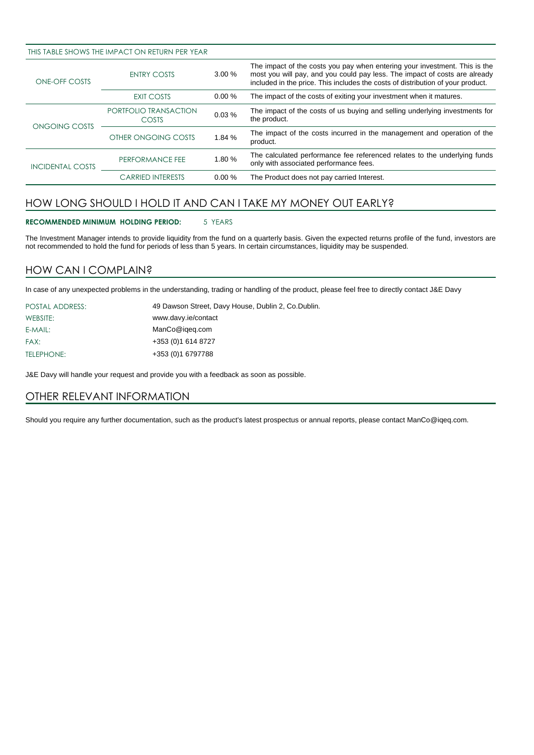| THIS TABLE SHOWS THE IMPACT ON RETURN PER YEAR | | | |
|---|---|---|---|
| ONE-OFF COSTS | ENTRY COSTS | 3.00 % | The impact of the costs you pay when entering your investment. This is the most you will pay, and you could pay less. The impact of costs are already included in the price. This includes the costs of distribution of your product. |
| | EXIT COSTS | 0.00 % | The impact of the costs of exiting your investment when it matures. |
| ONGOING COSTS | PORTFOLIO TRANSACTION COSTS | 0.03 % | The impact of the costs of us buying and selling underlying investments for the product. |
| | OTHER ONGOING COSTS | 1.84 % | The impact of the costs incurred in the management and operation of the product. |
| INCIDENTAL COSTS | PERFORMANCE FEE | 1.80 % | The calculated performance fee referenced relates to the underlying funds only with associated performance fees. |
| | CARRIED INTERESTS | 0.00 % | The Product does not pay carried Interest. |

## HOW LONG SHOULD I HOLD IT AND CAN I TAKE MY MONEY OUT EARLY?

**RECOMMENDED MINIMUM HOLDING PERIOD:** 5 YEARS

The Investment Manager intends to provide liquidity from the fund on a quarterly basis. Given the expected returns profile of the fund, investors are not recommended to hold the fund for periods of less than 5 years. In certain circumstances, liquidity may be suspended.

## HOW CAN I COMPLAIN?

In case of any unexpected problems in the understanding, trading or handling of the product, please feel free to directly contact J&E Davy

POSTAL ADDRESS: 49 Dawson Street, Davy House, Dublin 2, Co.Dublin.

WEBSITE: www.davy.ie/contact

E-MAIL: ManCo@iqeq.com

FAX: +353 (0)1 614 8727

TELEPHONE: +353 (0)1 6797788

J&E Davy will handle your request and provide you with a feedback as soon as possible.

## OTHER RELEVANT INFORMATION

Should you require any further documentation, such as the product's latest prospectus or annual reports, please contact ManCo@iqeq.com.